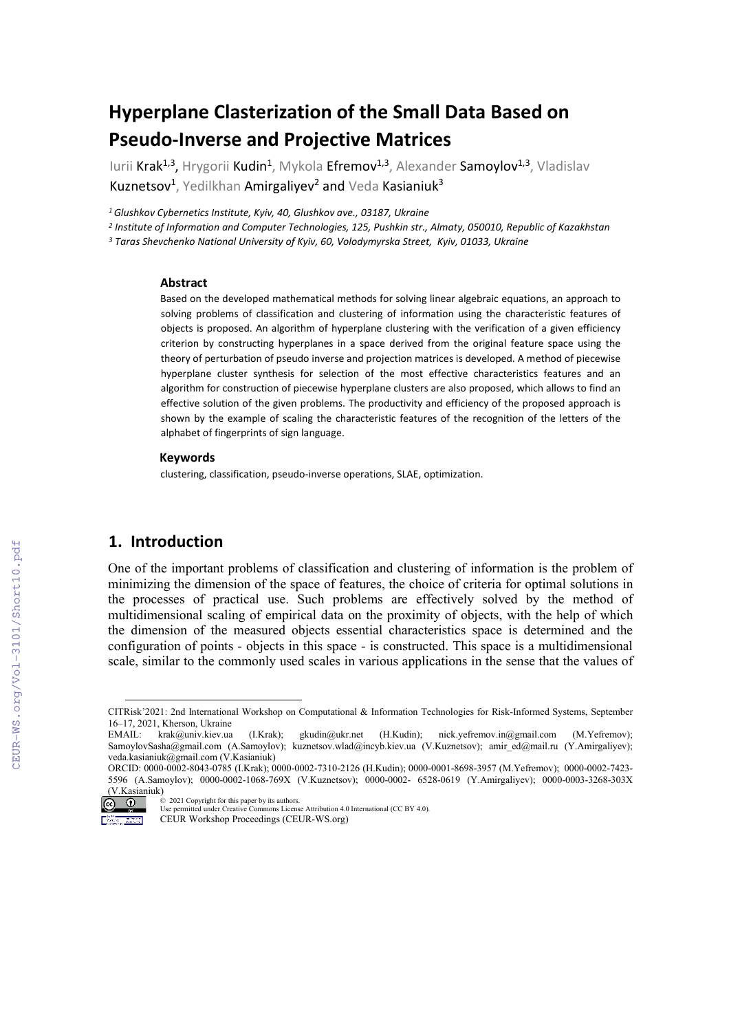# Hyperplane Clasterization of the Small Data Based on Pseudo-Inverse and Projective Matrices

Iurii Krak[1,3], Hrygorii Kudin[1], Mykola Efremov[1,3], Alexander Samoylov[1,3], Vladislav Kuznetsov[1], Yedilkhan Amirgaliyev[2] and Veda Kasianiuk[3]

*[1] Glushkov Cybernetics Institute, Kyiv, 40, Glushkov ave., 03187, Ukraine*

*[2] Institute of Information and Computer Technologies, 125, Pushkin str., Almaty, 050010, Republic of Kazakhstan*

*[3] Taras Shevchenko National University of Kyiv, 60, Volodymyrska Street, Kyiv, 01033, Ukraine*

### Abstract

Based on the developed mathematical methods for solving linear algebraic equations, an approach to solving problems of classification and clustering of information using the characteristic features of objects is proposed. An algorithm of hyperplane clustering with the verification of a given efficiency criterion by constructing hyperplanes in a space derived from the original feature space using the theory of perturbation of pseudo inverse and projection matrices is developed. A method of piecewise hyperplane cluster synthesis for selection of the most effective characteristics features and an algorithm for construction of piecewise hyperplane clusters are also proposed, which allows to find an effective solution of the given problems. The productivity and efficiency of the proposed approach is shown by the example of scaling the characteristic features of the recognition of the letters of the alphabet of fingerprints of sign language.

### Keywords

clustering, classification, pseudo-inverse operations, SLAE, optimization.

## 1. Introduction

One of the important problems of classification and clustering of information is the problem of minimizing the dimension of the space of features, the choice of criteria for optimal solutions in the processes of practical use. Such problems are effectively solved by the method of multidimensional scaling of empirical data on the proximity of objects, with the help of which the dimension of the measured objects essential characteristics space is determined and the configuration of points - objects in this space - is constructed. This space is a multidimensional scale, similar to the commonly used scales in various applications in the sense that the values of

---

CITRisk'2021: 2nd International Workshop on Computational & Information Technologies for Risk-Informed Systems, September 16–17, 2021, Kherson, Ukraine

EMAIL: krak@univ.kiev.ua (I.Krak); gkudin@ukr.net (H.Kudin); nick.yefremov.in@gmail.com (M.Yefremov); SamoylovSasha@gmail.com (A.Samoylov); kuznetsov.wlad@incyb.kiev.ua (V.Kuznetsov); amir_ed@mail.ru (Y.Amirgaliyev); veda.kasianiuk@gmail.com (V.Kasianiuk)

ORCID: 0000-0002-8043-0785 (I.Krak); 0000-0002-7310-2126 (H.Kudin); 0000-0001-8698-3957 (M.Yefremov); 0000-0002-7423-5596 (A.Samoylov); 0000-0002-1068-769X (V.Kuznetsov); 0000-0002- 6528-0619 (Y.Amirgaliyev); 0000-0003-3268-303X (V.Kasianiuk)

© 2021 Copyright for this paper by its authors.
Use permitted under Creative Commons License Attribution 4.0 International (CC BY 4.0).
CEUR Workshop Proceedings (CEUR-WS.org)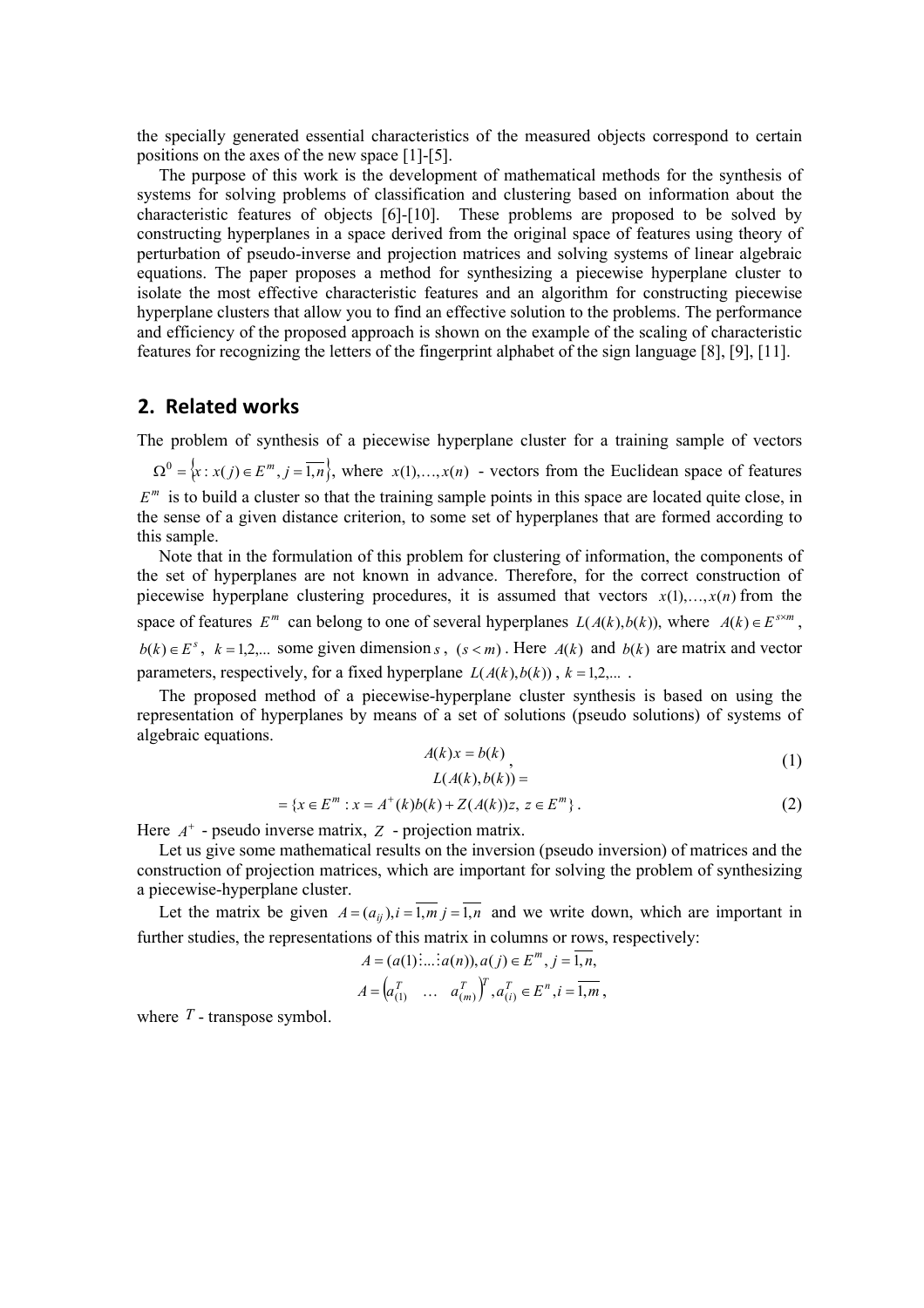the specially generated essential characteristics of the measured objects correspond to certain positions on the axes of the new space [1]-[5].

The purpose of this work is the development of mathematical methods for the synthesis of systems for solving problems of classification and clustering based on information about the characteristic features of objects [6]-[10]. These problems are proposed to be solved by constructing hyperplanes in a space derived from the original space of features using theory of perturbation of pseudo-inverse and projection matrices and solving systems of linear algebraic equations. The paper proposes a method for synthesizing a piecewise hyperplane cluster to isolate the most effective characteristic features and an algorithm for constructing piecewise hyperplane clusters that allow you to find an effective solution to the problems. The performance and efficiency of the proposed approach is shown on the example of the scaling of characteristic features for recognizing the letters of the fingerprint alphabet of the sign language [8], [9], [11].

## 2. Related works

The problem of synthesis of a piecewise hyperplane cluster for a training sample of vectors $\Omega^0 = \{x : x(j) \in E^m, j = \overline{1,n}\}$, where $x(1),\ldots,x(n)$ - vectors from the Euclidean space of features $E^m$ is to build a cluster so that the training sample points in this space are located quite close, in the sense of a given distance criterion, to some set of hyperplanes that are formed according to this sample.

Note that in the formulation of this problem for clustering of information, the components of the set of hyperplanes are not known in advance. Therefore, for the correct construction of piecewise hyperplane clustering procedures, it is assumed that vectors $x(1),\ldots,x(n)$ from the space of features $E^m$ can belong to one of several hyperplanes $L(A(k),b(k))$, where $A(k) \in E^{s\times m}$, $b(k) \in E^s$, $k = 1,2,\ldots$ some given dimension $s$, $(s < m)$. Here $A(k)$ and $b(k)$ are matrix and vector parameters, respectively, for a fixed hyperplane $L(A(k),b(k))$, $k = 1,2,\ldots$ .

The proposed method of a piecewise-hyperplane cluster synthesis is based on using the representation of hyperplanes by means of a set of solutions (pseudo solutions) of systems of algebraic equations.

$$A(k)x = b(k), \tag{1}$$

$$L(A(k),b(k)) = \{x \in E^m : x = A^+(k)b(k) + Z(A(k))z,\ z \in E^m\}. \tag{2}$$

Here $A^+$ - pseudo inverse matrix, $Z$ - projection matrix.

Let us give some mathematical results on the inversion (pseudo inversion) of matrices and the construction of projection matrices, which are important for solving the problem of synthesizing a piecewise-hyperplane cluster.

Let the matrix be given $A = (a_{ij}), i = \overline{1,m}\ j = \overline{1,n}$ and we write down, which are important in further studies, the representations of this matrix in columns or rows, respectively:

$$A = (a(1)\vdots\ldots\vdots a(n)), a(j) \in E^m, j = \overline{1,n},$$

$$A = \begin{pmatrix} a_{(1)}^T & \ldots & a_{(m)}^T \end{pmatrix}^T, a_{(i)}^T \in E^n, i = \overline{1,m},$$

where $T$ - transpose symbol.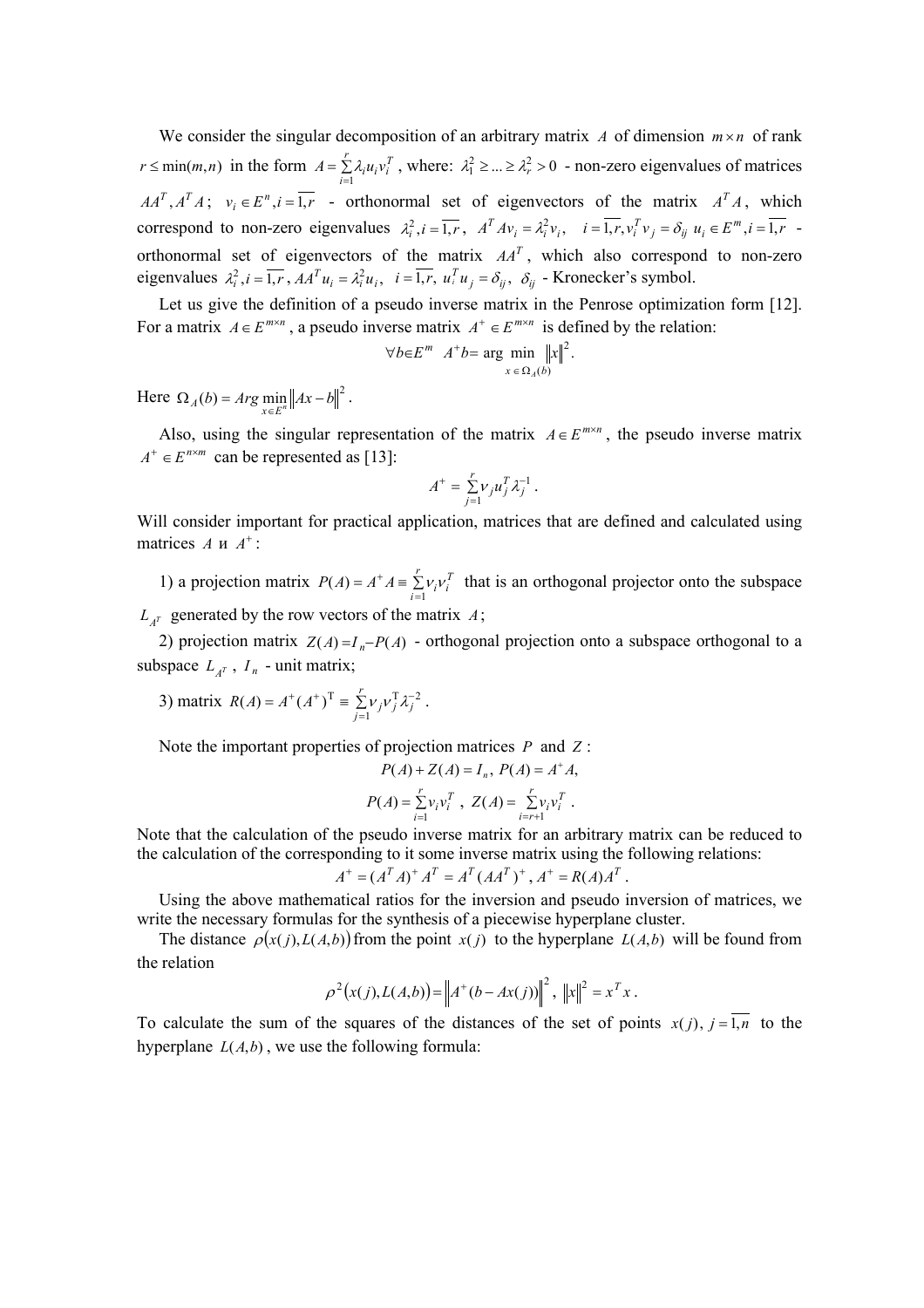We consider the singular decomposition of an arbitrary matrix $A$ of dimension $m \times n$ of rank $r \le \min(m,n)$ in the form $A = \sum_{i=1}^{r} \lambda_i u_i v_i^T$, where: $\lambda_1^2 \ge ... \ge \lambda_r^2 > 0$ - non-zero eigenvalues of matrices $AA^T, A^T A$; $v_i \in E^n, i = \overline{1,r}$ - orthonormal set of eigenvectors of the matrix $A^T A$, which correspond to non-zero eigenvalues $\lambda_i^2, i = \overline{1,r}$, $A^T A v_i = \lambda_i^2 v_i$, $i = \overline{1,r}, v_i^T v_j = \delta_{ij}$ $u_i \in E^m, i = \overline{1,r}$ - orthonormal set of eigenvectors of the matrix $AA^T$, which also correspond to non-zero eigenvalues $\lambda_i^2, i = \overline{1,r}$, $AA^T u_i = \lambda_i^2 u_i$, $i = \overline{1,r}$, $u_i^T u_j = \delta_{ij}$, $\delta_{ij}$ - Kronecker's symbol.

Let us give the definition of a pseudo inverse matrix in the Penrose optimization form [12]. For a matrix $A \in E^{m \times n}$, a pseudo inverse matrix $A^+ \in E^{m \times n}$ is defined by the relation:

$$\forall b \in E^m \quad A^+ b = \arg \min_{x \in \Omega_A(b)} \|x\|^2 .$$

Here $\Omega_A(b) = Arg \min_{x \in E^n} \|Ax - b\|^2$.

Also, using the singular representation of the matrix $A \in E^{m \times n}$, the pseudo inverse matrix $A^+ \in E^{n \times m}$ can be represented as [13]:

$$A^+ = \sum_{j=1}^{r} v_j u_j^T \lambda_j^{-1} .$$

Will consider important for practical application, matrices that are defined and calculated using matrices $A$ и $A^+$:

1) a projection matrix $P(A) = A^+ A \equiv \sum_{i=1}^{r} v_i v_i^T$ that is an orthogonal projector onto the subspace $L_{A^T}$ generated by the row vectors of the matrix $A$;

2) projection matrix $Z(A) = I_n - P(A)$ - orthogonal projection onto a subspace orthogonal to a subspace $L_{A^T}$, $I_n$ - unit matrix;

3) matrix $R(A) = A^+ (A^+)^{\mathrm{T}} \equiv \sum_{j=1}^{r} v_j v_j^{\mathrm{T}} \lambda_j^{-2}$.

Note the important properties of projection matrices $P$ and $Z$:

$$P(A) + Z(A) = I_n, \; P(A) = A^+ A,$$

$$P(A) = \sum_{i=1}^{r} v_i v_i^T, \; Z(A) = \sum_{i=r+1}^{r} v_i v_i^T .$$

Note that the calculation of the pseudo inverse matrix for an arbitrary matrix can be reduced to the calculation of the corresponding to it some inverse matrix using the following relations:

$$A^+ = (A^T A)^+ A^T = A^T (AA^T)^+, \; A^+ = R(A) A^T .$$

Using the above mathematical ratios for the inversion and pseudo inversion of matrices, we write the necessary formulas for the synthesis of a piecewise hyperplane cluster.

The distance $\rho(x(j), L(A,b))$ from the point $x(j)$ to the hyperplane $L(A,b)$ will be found from the relation

$$\rho^2(x(j), L(A,b)) = \left\| A^+ (b - Ax(j)) \right\|^2, \; \|x\|^2 = x^T x .$$

To calculate the sum of the squares of the distances of the set of points $x(j), j = \overline{1,n}$ to the hyperplane $L(A,b)$, we use the following formula: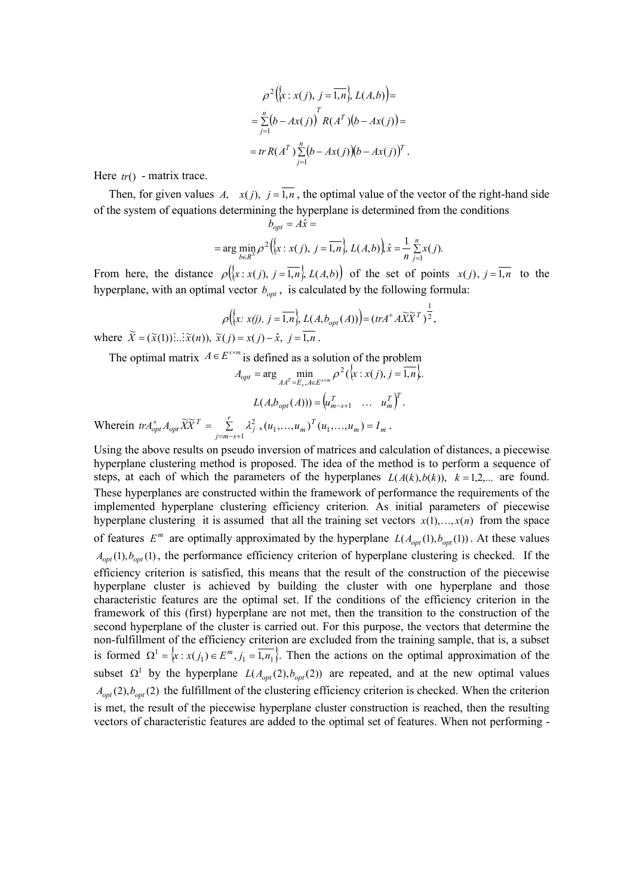$$\rho^2\left(\left\{x : x(j),\ j=\overline{1,n}\right\}, L(A,b)\right)=$$

$$=\sum_{j=1}^{n}\left(b-Ax(j)\right)^T R(A^T)\left(b-Ax(j)\right)=$$

$$=tr\,R(A^T)\sum_{j=1}^{n}\left(b-Ax(j)\right)\left(b-Ax(j)\right)^T.$$

Here $tr()$ - matrix trace.

Then, for given values $A,\quad x(j),\ j=\overline{1,n}$, the optimal value of the vector of the right-hand side of the system of equations determining the hyperplane is determined from the conditions

$$b_{opt}=A\hat{x}=$$

$$=\arg\min_{b\in R^s}\rho^2\left(\left\{x : x(j),\ j=\overline{1,n}\right\}, L(A,b)\right), \hat{x}=\frac{1}{n}\sum_{j=1}^{n}x(j).$$

From here, the distance $\rho\left(\left\{x : x(j),\ j=\overline{1,n}\right\}, L(A,b)\right)$ of the set of points $x(j),\ j=\overline{1,n}$ to the hyperplane, with an optimal vector $b_{opt}$, is calculated by the following formula:

$$\rho\left(\left\{x\!: x(j),\ j=\overline{1,n}\right\}, L(A,b_{opt}(A))\right)=(trA^{+}A\widetilde{X}\widetilde{X}^T)^{\frac{1}{2}},$$

where $\widetilde{X}=(\widetilde{x}(1)\vdots\ldots\vdots\widetilde{x}(n)),\ \widetilde{x}(j)=x(j)-\hat{x},\ j=\overline{1,n}$.

The optimal matrix $A\in E^{s\times m}$ is defined as a solution of the problem

$$A_{opt}=\arg\min_{AA^T=E_s,\,A\in E^{s\times m}}\rho^2\left(\left\{x : x(j), j=\overline{1,n}\right\}\right).$$

$$L(A,b_{opt}(A)))=\begin{pmatrix}u_{m-s+1}^T & \ldots & u_m^T\end{pmatrix}^T.$$

Wherein $trA_{opt}^{+}A_{opt}\widetilde{X}\widetilde{X}^T=\sum_{j=m-s+1}^{r}\lambda_j^2$ , $(u_1,\ldots,u_m)^T(u_1,\ldots,u_m)=I_m$ .

Using the above results on pseudo inversion of matrices and calculation of distances, a piecewise hyperplane clustering method is proposed. The idea of the method is to perform a sequence of steps, at each of which the parameters of the hyperplanes $L(A(k),b(k)),\ k=1,2,...$ are found. These hyperplanes are constructed within the framework of performance the requirements of the implemented hyperplane clustering efficiency criterion. As initial parameters of piecewise hyperplane clustering it is assumed that all the training set vectors $x(1),\ldots,x(n)$ from the space of features $E^m$ are optimally approximated by the hyperplane $L(A_{opt}(1),b_{opt}(1))$. At these values $A_{opt}(1),b_{opt}(1)$, the performance efficiency criterion of hyperplane clustering is checked. If the efficiency criterion is satisfied, this means that the result of the construction of the piecewise hyperplane cluster is achieved by building the cluster with one hyperplane and those characteristic features are the optimal set. If the conditions of the efficiency criterion in the framework of this (first) hyperplane are not met, then the transition to the construction of the second hyperplane of the cluster is carried out. For this purpose, the vectors that determine the non-fulfillment of the efficiency criterion are excluded from the training sample, that is, a subset is formed $\Omega^1=\left\{x : x(j_1)\in E^m, j_1=\overline{1,n_1}\right\}$. Then the actions on the optimal approximation of the subset $\Omega^1$ by the hyperplane $L(A_{opt}(2),b_{opt}(2))$ are repeated, and at the new optimal values $A_{opt}(2),b_{opt}(2)$ the fulfillment of the clustering efficiency criterion is checked. When the criterion is met, the result of the piecewise hyperplane cluster construction is reached, then the resulting vectors of characteristic features are added to the optimal set of features. When not performing -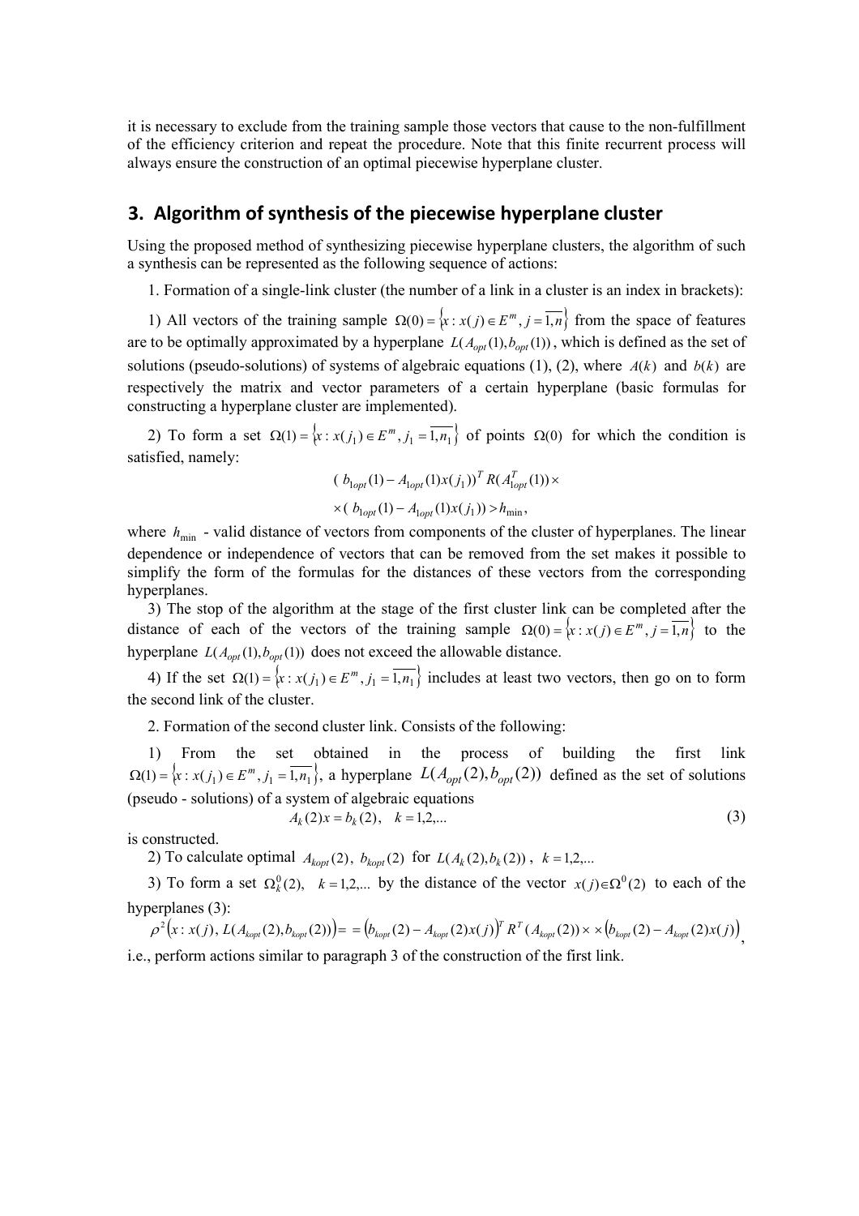it is necessary to exclude from the training sample those vectors that cause to the non-fulfillment of the efficiency criterion and repeat the procedure. Note that this finite recurrent process will always ensure the construction of an optimal piecewise hyperplane cluster.

## 3. Algorithm of synthesis of the piecewise hyperplane cluster

Using the proposed method of synthesizing piecewise hyperplane clusters, the algorithm of such a synthesis can be represented as the following sequence of actions:

1. Formation of a single-link cluster (the number of a link in a cluster is an index in brackets):

1) All vectors of the training sample $\Omega(0)=\{x: x(j)\in E^m, j=\overline{1,n}\}$ from the space of features are to be optimally approximated by a hyperplane $L(A_{opt}(1), b_{opt}(1))$, which is defined as the set of solutions (pseudo-solutions) of systems of algebraic equations (1), (2), where $A(k)$ and $b(k)$ are respectively the matrix and vector parameters of a certain hyperplane (basic formulas for constructing a hyperplane cluster are implemented).

2) To form a set $\Omega(1)=\{x: x(j_1)\in E^m, j_1=\overline{1,n_1}\}$ of points $\Omega(0)$ for which the condition is satisfied, namely:

$$( b_{1opt}(1)-A_{1opt}(1)x(j_1))^T R(A_{1opt}^T(1))\times$$
$$\times( b_{1opt}(1)-A_{1opt}(1)x(j_1)) > h_{\min},$$

where $h_{\min}$ - valid distance of vectors from components of the cluster of hyperplanes. The linear dependence or independence of vectors that can be removed from the set makes it possible to simplify the form of the formulas for the distances of these vectors from the corresponding hyperplanes.

3) The stop of the algorithm at the stage of the first cluster link can be completed after the distance of each of the vectors of the training sample $\Omega(0)=\{x: x(j)\in E^m, j=\overline{1,n}\}$ to the hyperplane $L(A_{opt}(1), b_{opt}(1))$ does not exceed the allowable distance.

4) If the set $\Omega(1)=\{x: x(j_1)\in E^m, j_1=\overline{1,n_1}\}$ includes at least two vectors, then go on to form the second link of the cluster.

2. Formation of the second cluster link. Consists of the following:

1) From the set obtained in the process of building the first link $\Omega(1)=\{x: x(j_1)\in E^m, j_1=\overline{1,n_1}\}$, a hyperplane $L(A_{opt}(2), b_{opt}(2))$ defined as the set of solutions (pseudo - solutions) of a system of algebraic equations

$$A_k(2)x = b_k(2), \quad k=1,2,... \tag{3}$$

is constructed.

2) To calculate optimal $A_{kopt}(2)$, $b_{kopt}(2)$ for $L(A_k(2), b_k(2))$, $k=1,2,...$

3) To form a set $\Omega_k^0(2)$, $k=1,2,...$ by the distance of the vector $x(j)\in\Omega^0(2)$ to each of the hyperplanes (3):

$$\rho^2\left(x: x(j),\, L(A_{kopt}(2), b_{kopt}(2))\right) = \left(b_{kopt}(2)-A_{kopt}(2)x(j)\right)^T R^T(A_{kopt}(2))\times\times\left(b_{kopt}(2)-A_{kopt}(2)x(j)\right),$$

i.e., perform actions similar to paragraph 3 of the construction of the first link.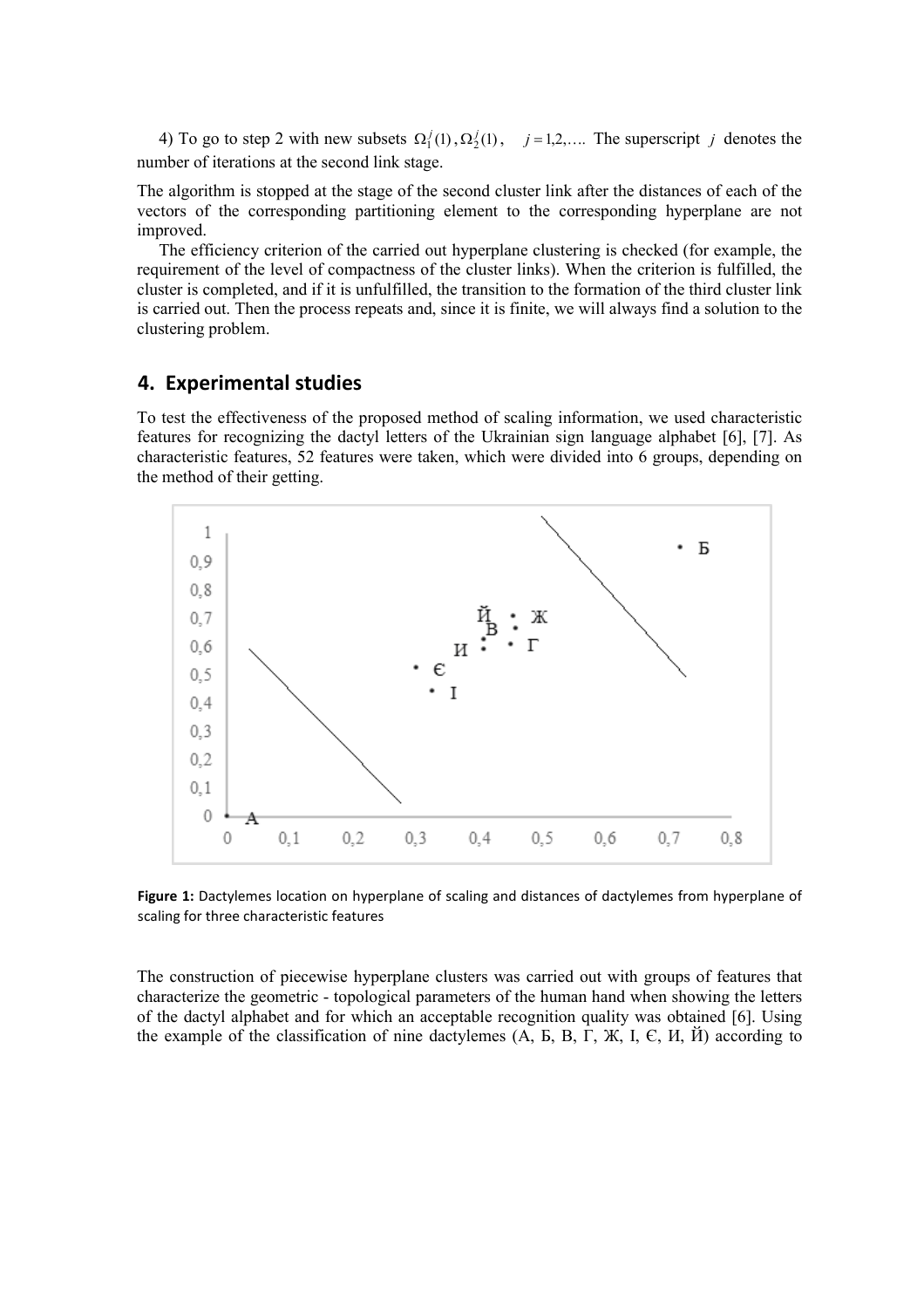4) To go to step 2 with new subsets $\Omega_1^j(1), \Omega_2^j(1)$, $j = 1,2,\ldots$. The superscript $j$ denotes the number of iterations at the second link stage.

The algorithm is stopped at the stage of the second cluster link after the distances of each of the vectors of the corresponding partitioning element to the corresponding hyperplane are not improved.

The efficiency criterion of the carried out hyperplane clustering is checked (for example, the requirement of the level of compactness of the cluster links). When the criterion is fulfilled, the cluster is completed, and if it is unfulfilled, the transition to the formation of the third cluster link is carried out. Then the process repeats and, since it is finite, we will always find a solution to the clustering problem.

## 4. Experimental studies

To test the effectiveness of the proposed method of scaling information, we used characteristic features for recognizing the dactyl letters of the Ukrainian sign language alphabet [6], [7]. As characteristic features, 52 features were taken, which were divided into 6 groups, depending on the method of their getting.

**Figure 1:** Dactylemes location on hyperplane of scaling and distances of dactylemes from hyperplane of scaling for three characteristic features

The construction of piecewise hyperplane clusters was carried out with groups of features that characterize the geometric - topological parameters of the human hand when showing the letters of the dactyl alphabet and for which an acceptable recognition quality was obtained [6]. Using the example of the classification of nine dactylemes (А, Б, В, Г, Ж, І, Є, И, Й) according to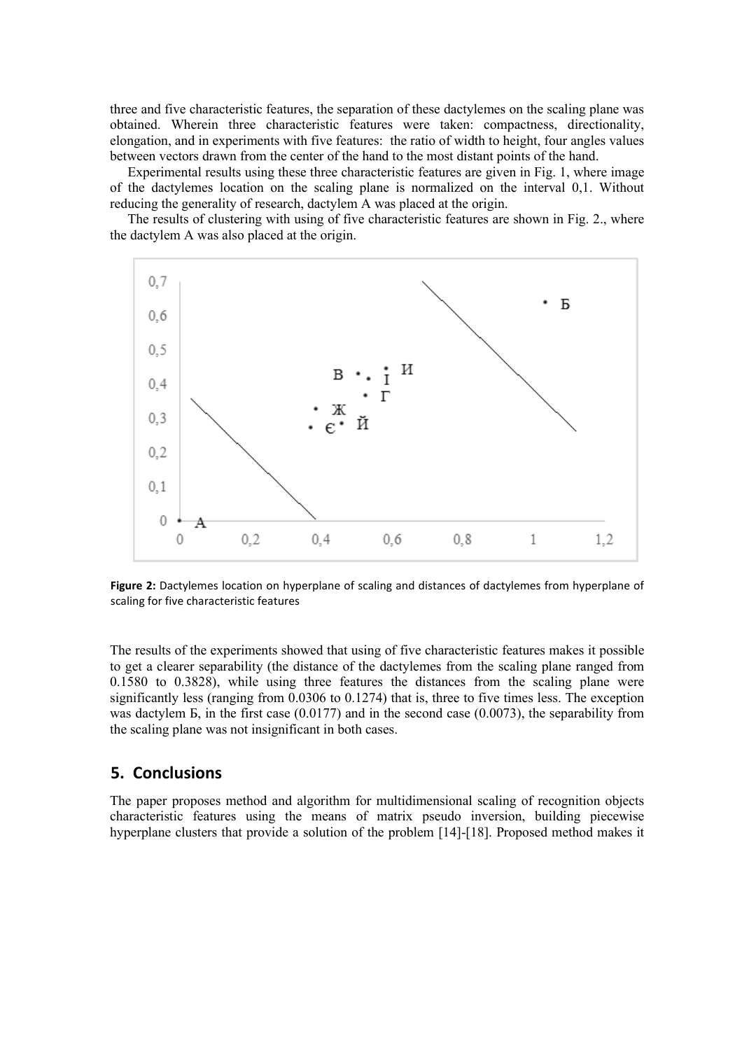three and five characteristic features, the separation of these dactylemes on the scaling plane was obtained. Wherein three characteristic features were taken: compactness, directionality, elongation, and in experiments with five features: the ratio of width to height, four angles values between vectors drawn from the center of the hand to the most distant points of the hand.

Experimental results using these three characteristic features are given in Fig. 1, where image of the dactylemes location on the scaling plane is normalized on the interval 0,1. Without reducing the generality of research, dactylem A was placed at the origin.

The results of clustering with using of five characteristic features are shown in Fig. 2., where the dactylem A was also placed at the origin.

**Figure 2:** Dactylemes location on hyperplane of scaling and distances of dactylemes from hyperplane of scaling for five characteristic features

The results of the experiments showed that using of five characteristic features makes it possible to get a clearer separability (the distance of the dactylemes from the scaling plane ranged from 0.1580 to 0.3828), while using three features the distances from the scaling plane were significantly less (ranging from 0.0306 to 0.1274) that is, three to five times less. The exception was dactylem Б, in the first case (0.0177) and in the second case (0.0073), the separability from the scaling plane was not insignificant in both cases.

## 5. Conclusions

The paper proposes method and algorithm for multidimensional scaling of recognition objects characteristic features using the means of matrix pseudo inversion, building piecewise hyperplane clusters that provide a solution of the problem [14]-[18]. Proposed method makes it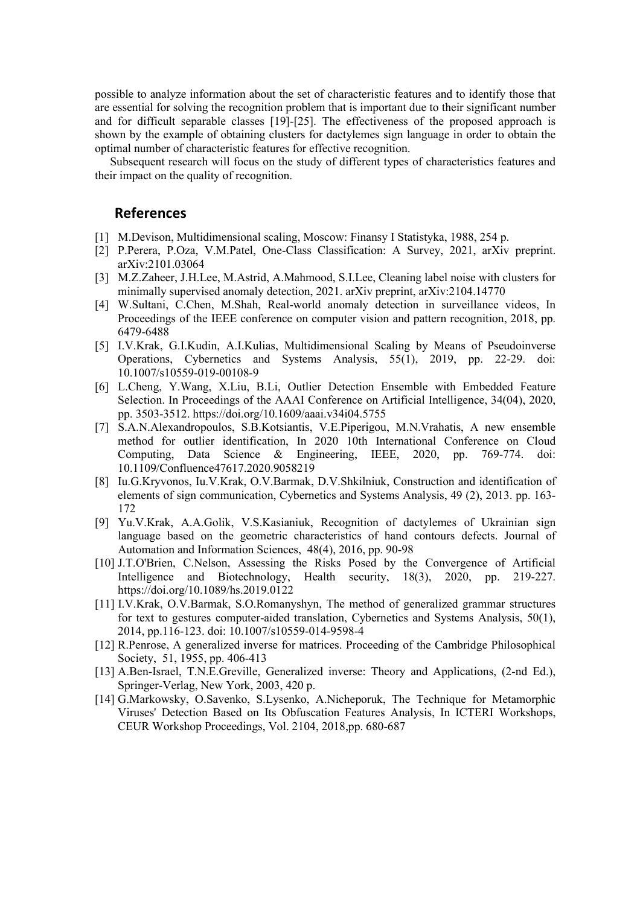possible to analyze information about the set of characteristic features and to identify those that are essential for solving the recognition problem that is important due to their significant number and for difficult separable classes [19]-[25]. The effectiveness of the proposed approach is shown by the example of obtaining clusters for dactylemes sign language in order to obtain the optimal number of characteristic features for effective recognition.

Subsequent research will focus on the study of different types of characteristics features and their impact on the quality of recognition.

## References

[1] M.Devison, Multidimensional scaling, Moscow: Finansy I Statistyka, 1988, 254 p.

[2] P.Perera, P.Oza, V.M.Patel, One-Class Classification: A Survey, 2021, arXiv preprint. arXiv:2101.03064

[3] M.Z.Zaheer, J.H.Lee, M.Astrid, A.Mahmood, S.I.Lee, Cleaning label noise with clusters for minimally supervised anomaly detection, 2021. arXiv preprint, arXiv:2104.14770

[4] W.Sultani, C.Chen, M.Shah, Real-world anomaly detection in surveillance videos, In Proceedings of the IEEE conference on computer vision and pattern recognition, 2018, pp. 6479-6488

[5] I.V.Krak, G.I.Kudin, A.I.Kulias, Multidimensional Scaling by Means of Pseudoinverse Operations, Cybernetics and Systems Analysis, 55(1), 2019, pp. 22-29. doi: 10.1007/s10559-019-00108-9

[6] L.Cheng, Y.Wang, X.Liu, B.Li, Outlier Detection Ensemble with Embedded Feature Selection. In Proceedings of the AAAI Conference on Artificial Intelligence, 34(04), 2020, pp. 3503-3512. https://doi.org/10.1609/aaai.v34i04.5755

[7] S.A.N.Alexandropoulos, S.B.Kotsiantis, V.E.Piperigou, M.N.Vrahatis, A new ensemble method for outlier identification, In 2020 10th International Conference on Cloud Computing, Data Science & Engineering, IEEE, 2020, pp. 769-774. doi: 10.1109/Confluence47617.2020.9058219

[8] Iu.G.Kryvonos, Iu.V.Krak, O.V.Barmak, D.V.Shkilniuk, Construction and identification of elements of sign communication, Cybernetics and Systems Analysis, 49 (2), 2013. pp. 163-172

[9] Yu.V.Krak, A.A.Golik, V.S.Kasianiuk, Recognition of dactylemes of Ukrainian sign language based on the geometric characteristics of hand contours defects. Journal of Automation and Information Sciences, 48(4), 2016, pp. 90-98

[10] J.T.O'Brien, C.Nelson, Assessing the Risks Posed by the Convergence of Artificial Intelligence and Biotechnology, Health security, 18(3), 2020, pp. 219-227. https://doi.org/10.1089/hs.2019.0122

[11] I.V.Krak, O.V.Barmak, S.O.Romanyshyn, The method of generalized grammar structures for text to gestures computer-aided translation, Cybernetics and Systems Analysis, 50(1), 2014, pp.116-123. doi: 10.1007/s10559-014-9598-4

[12] R.Penrose, A generalized inverse for matrices. Proceeding of the Cambridge Philosophical Society, 51, 1955, pp. 406-413

[13] A.Ben-Israel, T.N.E.Greville, Generalized inverse: Theory and Applications, (2-nd Ed.), Springer-Verlag, New York, 2003, 420 p.

[14] G.Markowsky, O.Savenko, S.Lysenko, A.Nicheporuk, The Technique for Metamorphic Viruses' Detection Based on Its Obfuscation Features Analysis, In ICTERI Workshops, CEUR Workshop Proceedings, Vol. 2104, 2018,pp. 680-687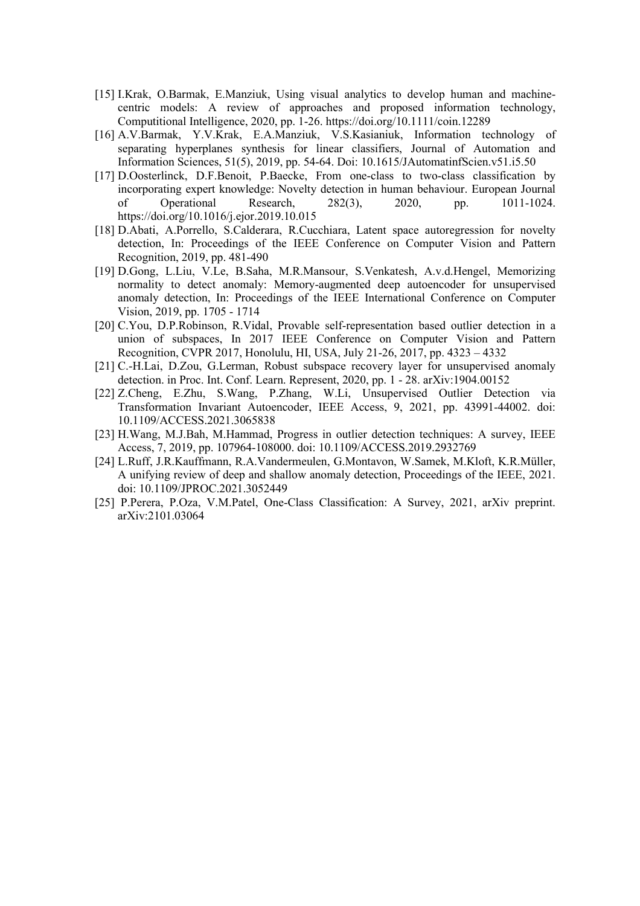[15] I.Krak, O.Barmak, E.Manziuk, Using visual analytics to develop human and machine-centric models: A review of approaches and proposed information technology, Computitional Intelligence, 2020, pp. 1-26. https://doi.org/10.1111/coin.12289

[16] A.V.Barmak, Y.V.Krak, E.A.Manziuk, V.S.Kasianiuk, Information technology of separating hyperplanes synthesis for linear classifiers, Journal of Automation and Information Sciences, 51(5), 2019, pp. 54-64. Doi: 10.1615/JAutomatinfScien.v51.i5.50

[17] D.Oosterlinck, D.F.Benoit, P.Baecke, From one-class to two-class classification by incorporating expert knowledge: Novelty detection in human behaviour. European Journal of Operational Research, 282(3), 2020, pp. 1011-1024. https://doi.org/10.1016/j.ejor.2019.10.015

[18] D.Abati, A.Porrello, S.Calderara, R.Cucchiara, Latent space autoregression for novelty detection, In: Proceedings of the IEEE Conference on Computer Vision and Pattern Recognition, 2019, pp. 481-490

[19] D.Gong, L.Liu, V.Le, B.Saha, M.R.Mansour, S.Venkatesh, A.v.d.Hengel, Memorizing normality to detect anomaly: Memory-augmented deep autoencoder for unsupervised anomaly detection, In: Proceedings of the IEEE International Conference on Computer Vision, 2019, pp. 1705 - 1714

[20] C.You, D.P.Robinson, R.Vidal, Provable self-representation based outlier detection in a union of subspaces, In 2017 IEEE Conference on Computer Vision and Pattern Recognition, CVPR 2017, Honolulu, HI, USA, July 21-26, 2017, pp. 4323 – 4332

[21] C.-H.Lai, D.Zou, G.Lerman, Robust subspace recovery layer for unsupervised anomaly detection. in Proc. Int. Conf. Learn. Represent, 2020, pp. 1 - 28. arXiv:1904.00152

[22] Z.Cheng, E.Zhu, S.Wang, P.Zhang, W.Li, Unsupervised Outlier Detection via Transformation Invariant Autoencoder, IEEE Access, 9, 2021, pp. 43991-44002. doi: 10.1109/ACCESS.2021.3065838

[23] H.Wang, M.J.Bah, M.Hammad, Progress in outlier detection techniques: A survey, IEEE Access, 7, 2019, pp. 107964-108000. doi: 10.1109/ACCESS.2019.2932769

[24] L.Ruff, J.R.Kauffmann, R.A.Vandermeulen, G.Montavon, W.Samek, M.Kloft, K.R.Müller, A unifying review of deep and shallow anomaly detection, Proceedings of the IEEE, 2021. doi: 10.1109/JPROC.2021.3052449

[25] P.Perera, P.Oza, V.M.Patel, One-Class Classification: A Survey, 2021, arXiv preprint. arXiv:2101.03064